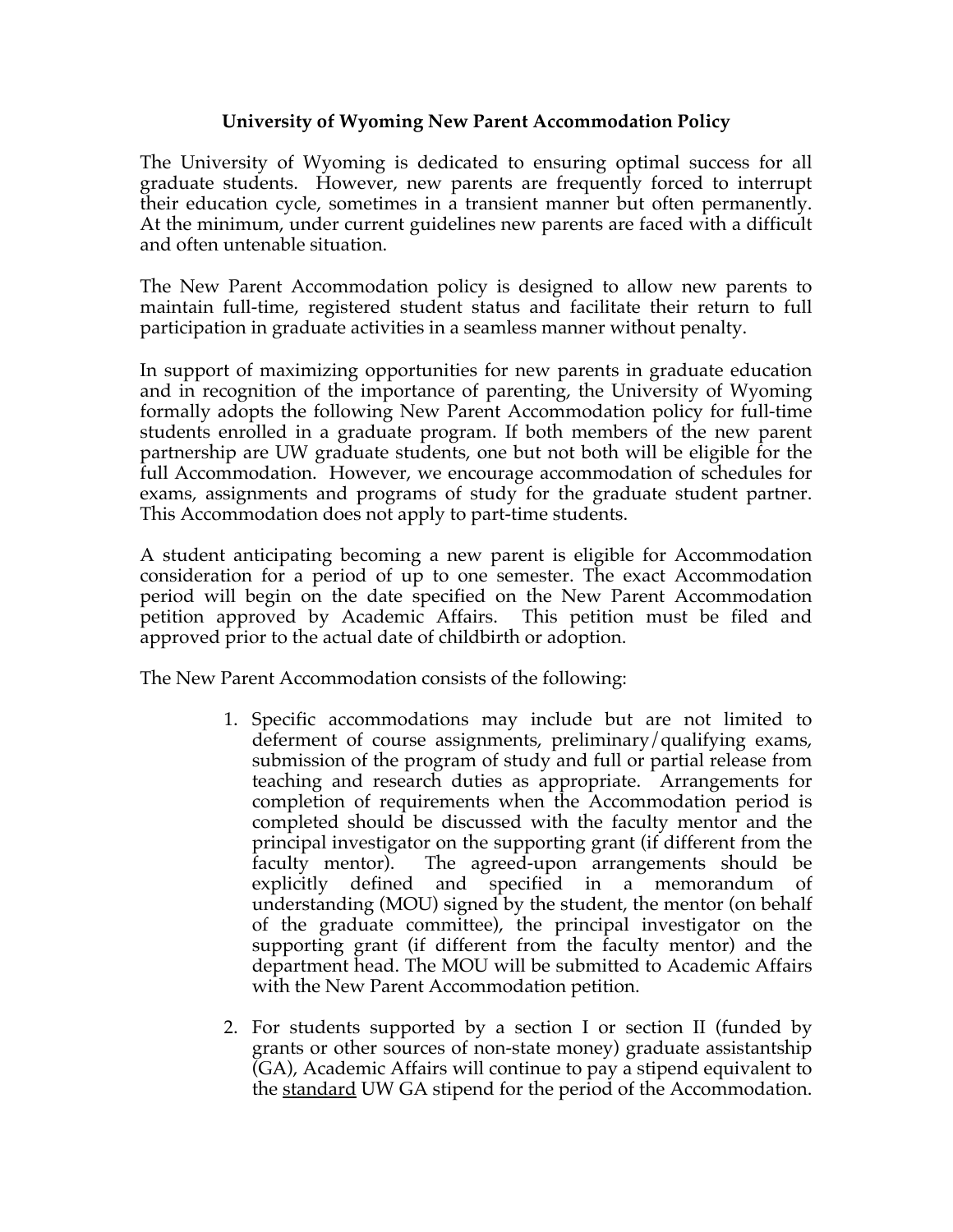# University of Wyoming New Parent Accommodation Policy

The University of Wyoming is dedicated to ensuring optimal success for all graduate students. However, new parents are frequently forced to interrupt their education cycle, sometimes in a transient manner but often permanently. At the minimum, under current guidelines new parents are faced with a difficult and often untenable situation.

The New Parent Accommodation policy is designed to allow new parents to maintain full-time, registered student status and facilitate their return to full participation in graduate activities in a seamless manner without penalty.

In support of maximizing opportunities for new parents in graduate education and in recognition of the importance of parenting, the University of Wyoming formally adopts the following New Parent Accommodation policy for full-time students enrolled in a graduate program. If both members of the new parent partnership are UW graduate students, one but not both will be eligible for the full Accommodation. However, we encourage accommodation of schedules for exams, assignments and programs of study for the graduate student partner. This Accommodation does not apply to part-time students.

A student anticipating becoming a new parent is eligible for Accommodation consideration for a period of up to one semester. The exact Accommodation period will begin on the date specified on the New Parent Accommodation petition approved by Academic Affairs. This petition must be filed and approved prior to the actual date of childbirth or adoption.

The New Parent Accommodation consists of the following:

1. Specific accommodations may include but are not limited to deferment of course assignments, preliminary/qualifying exams, submission of the program of study and full or partial release from teaching and research duties as appropriate. Arrangements for completion of requirements when the Accommodation period is completed should be discussed with the faculty mentor and the principal investigator on the supporting grant (if different from the faculty mentor). The agreed-upon arrangements should be explicitly defined and specified in a memorandum of understanding (MOU) signed by the student, the mentor (on behalf of the graduate committee), the principal investigator on the supporting grant (if different from the faculty mentor) and the department head. The MOU will be submitted to Academic Affairs with the New Parent Accommodation petition.

2. For students supported by a section I or section II (funded by grants or other sources of non-state money) graduate assistantship (GA), Academic Affairs will continue to pay a stipend equivalent to the <u>standard</u> UW GA stipend for the period of the Accommodation.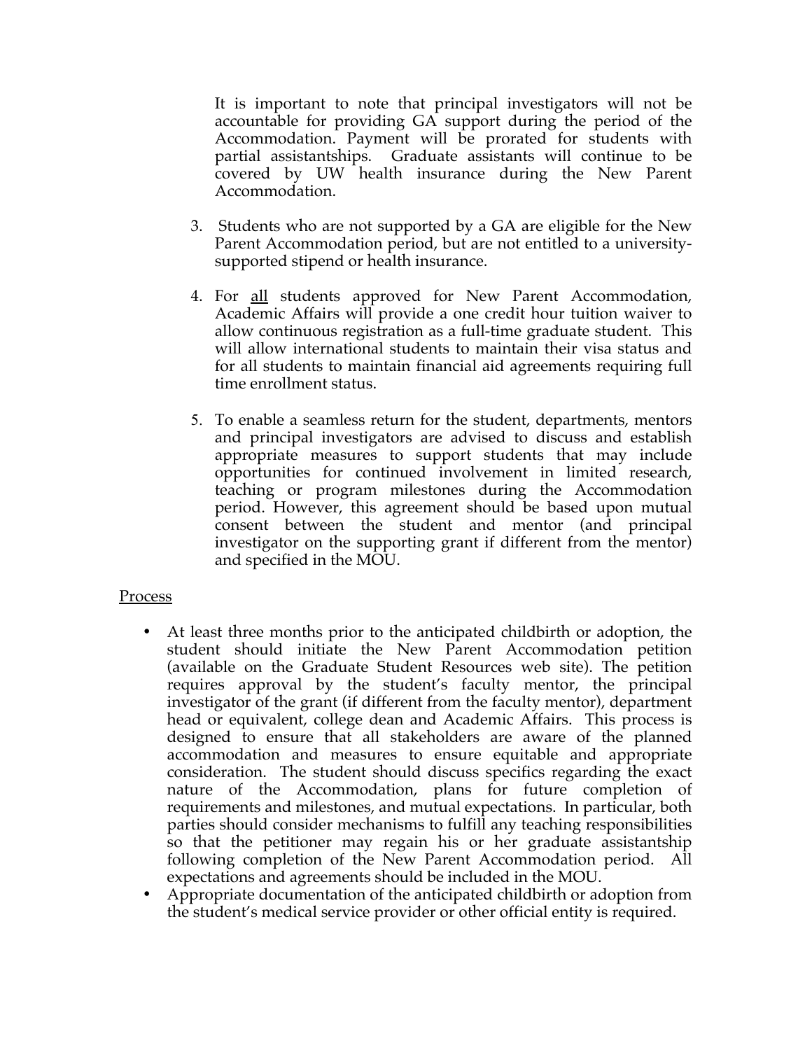It is important to note that principal investigators will not be accountable for providing GA support during the period of the Accommodation. Payment will be prorated for students with partial assistantships. Graduate assistants will continue to be covered by UW health insurance during the New Parent Accommodation.

3. Students who are not supported by a GA are eligible for the New Parent Accommodation period, but are not entitled to a university-supported stipend or health insurance.

4. For <u>all</u> students approved for New Parent Accommodation, Academic Affairs will provide a one credit hour tuition waiver to allow continuous registration as a full-time graduate student. This will allow international students to maintain their visa status and for all students to maintain financial aid agreements requiring full time enrollment status.

5. To enable a seamless return for the student, departments, mentors and principal investigators are advised to discuss and establish appropriate measures to support students that may include opportunities for continued involvement in limited research, teaching or program milestones during the Accommodation period. However, this agreement should be based upon mutual consent between the student and mentor (and principal investigator on the supporting grant if different from the mentor) and specified in the MOU.

<u>Process</u>

- At least three months prior to the anticipated childbirth or adoption, the student should initiate the New Parent Accommodation petition (available on the Graduate Student Resources web site). The petition requires approval by the student's faculty mentor, the principal investigator of the grant (if different from the faculty mentor), department head or equivalent, college dean and Academic Affairs. This process is designed to ensure that all stakeholders are aware of the planned accommodation and measures to ensure equitable and appropriate consideration. The student should discuss specifics regarding the exact nature of the Accommodation, plans for future completion of requirements and milestones, and mutual expectations. In particular, both parties should consider mechanisms to fulfill any teaching responsibilities so that the petitioner may regain his or her graduate assistantship following completion of the New Parent Accommodation period. All expectations and agreements should be included in the MOU.
- Appropriate documentation of the anticipated childbirth or adoption from the student's medical service provider or other official entity is required.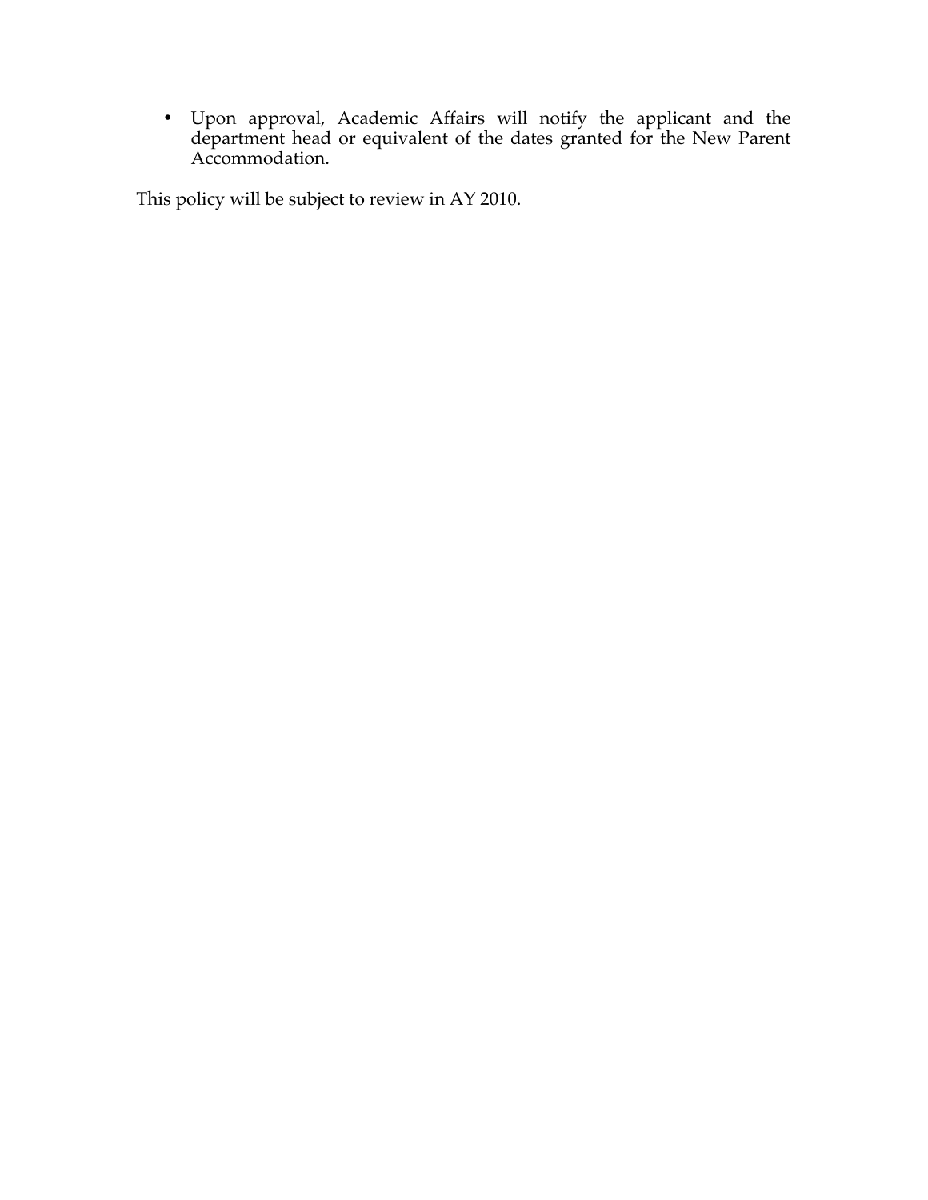- Upon approval, Academic Affairs will notify the applicant and the department head or equivalent of the dates granted for the New Parent Accommodation.

This policy will be subject to review in AY 2010.